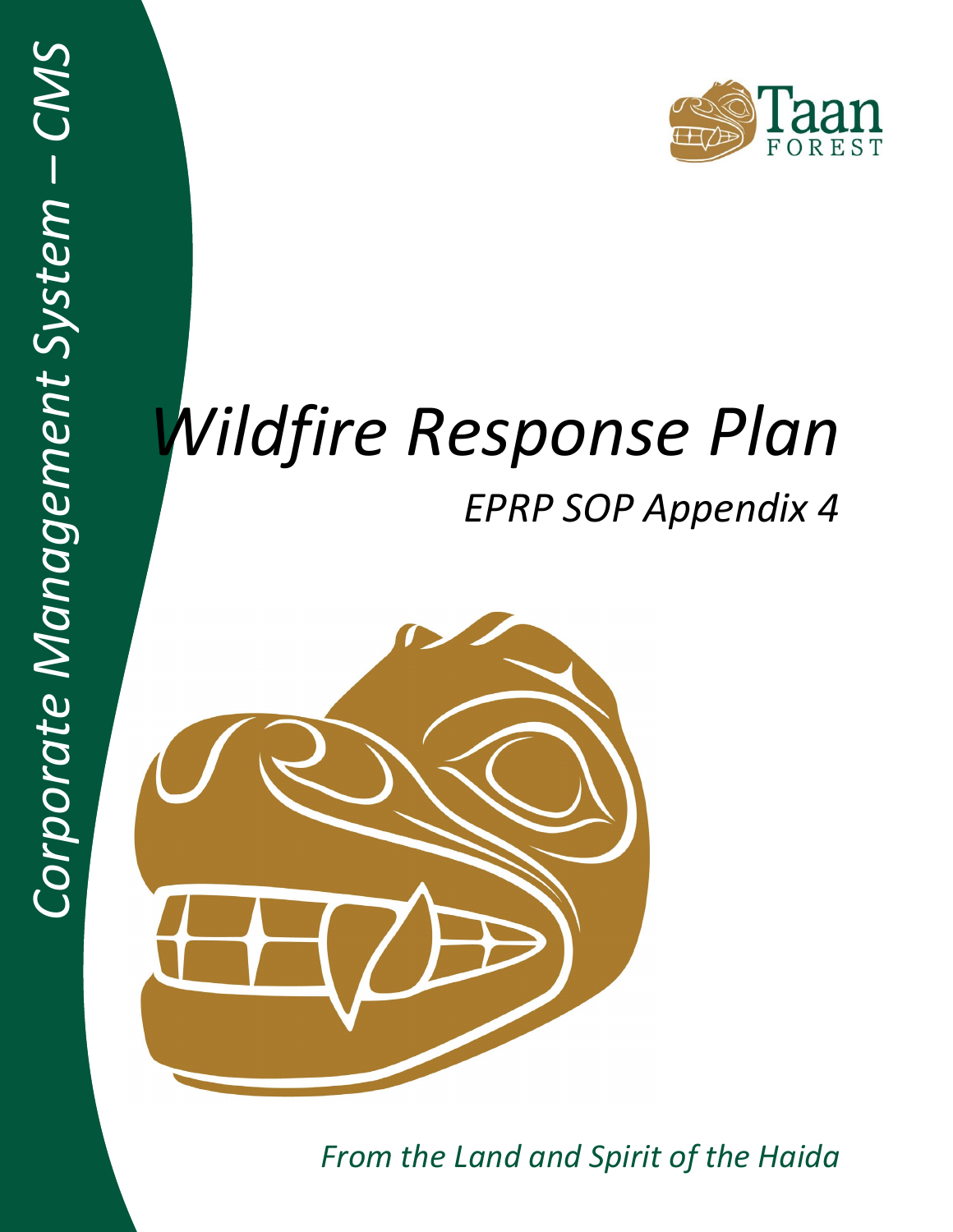*Corporate Management System – CMS*

Taan FOREST

# *Wildfire Response Plan*

## *EPRP SOP Appendix 4*

*From the Land and Spirit of the Haida*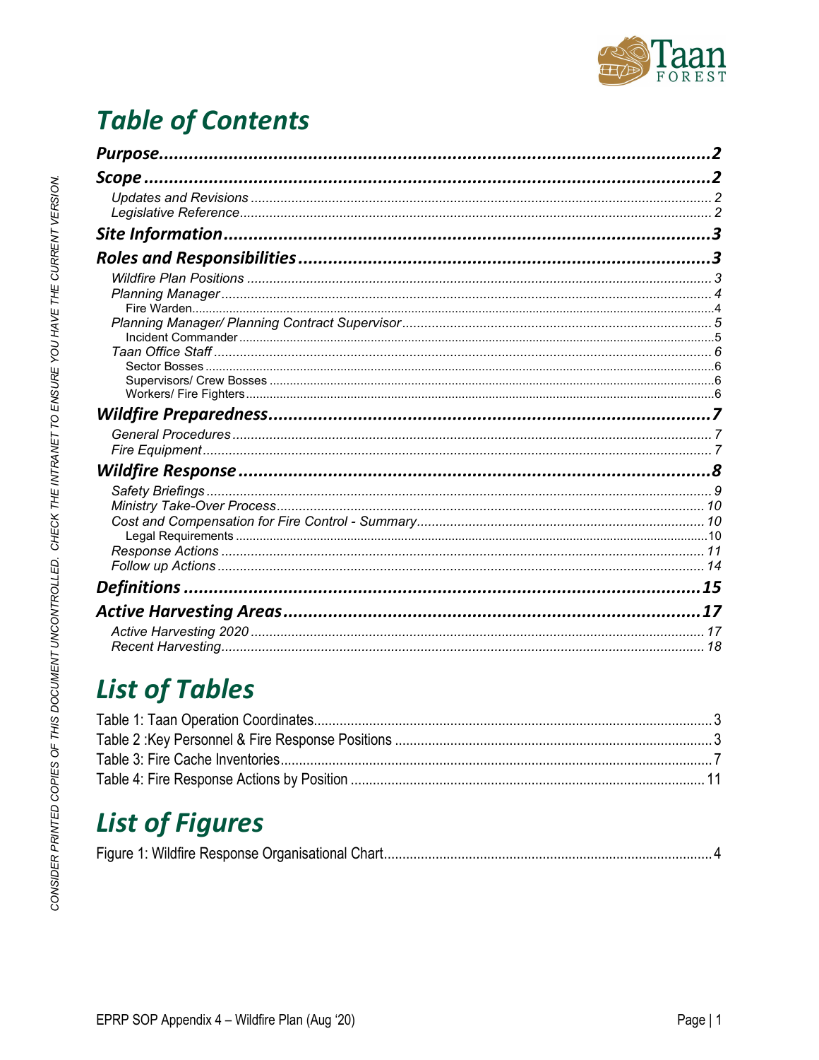# Table of Contents

**Purpose** ........ 2

**Scope** ........ 2

- *Updates and Revisions* ........ 2
- *Legislative Reference* ........ 2

**Site Information** ........ 3

**Roles and Responsibilities** ........ 3

- *Wildfire Plan Positions* ........ 3
- *Planning Manager* ........ 4
  - Fire Warden ........ 4
- *Planning Manager/ Planning Contract Supervisor* ........ 5
  - Incident Commander ........ 5
- *Taan Office Staff* ........ 6
  - Sector Bosses ........ 6
  - Supervisors/ Crew Bosses ........ 6
  - Workers/ Fire Fighters ........ 6

**Wildfire Preparedness** ........ 7

- *General Procedures* ........ 7
- *Fire Equipment* ........ 7

**Wildfire Response** ........ 8

- *Safety Briefings* ........ 9
- *Ministry Take-Over Process* ........ 10
- *Cost and Compensation for Fire Control - Summary* ........ 10
  - Legal Requirements ........ 10
- *Response Actions* ........ 11
- *Follow up Actions* ........ 14

**Definitions** ........ 15

**Active Harvesting Areas** ........ 17

- *Active Harvesting 2020* ........ 17
- *Recent Harvesting* ........ 18

# List of Tables

Table 1: Taan Operation Coordinates ........ 3
Table 2 :Key Personnel & Fire Response Positions ........ 3
Table 3: Fire Cache Inventories ........ 7
Table 4: Fire Response Actions by Position ........ 11

# List of Figures

Figure 1: Wildfire Response Organisational Chart ........ 4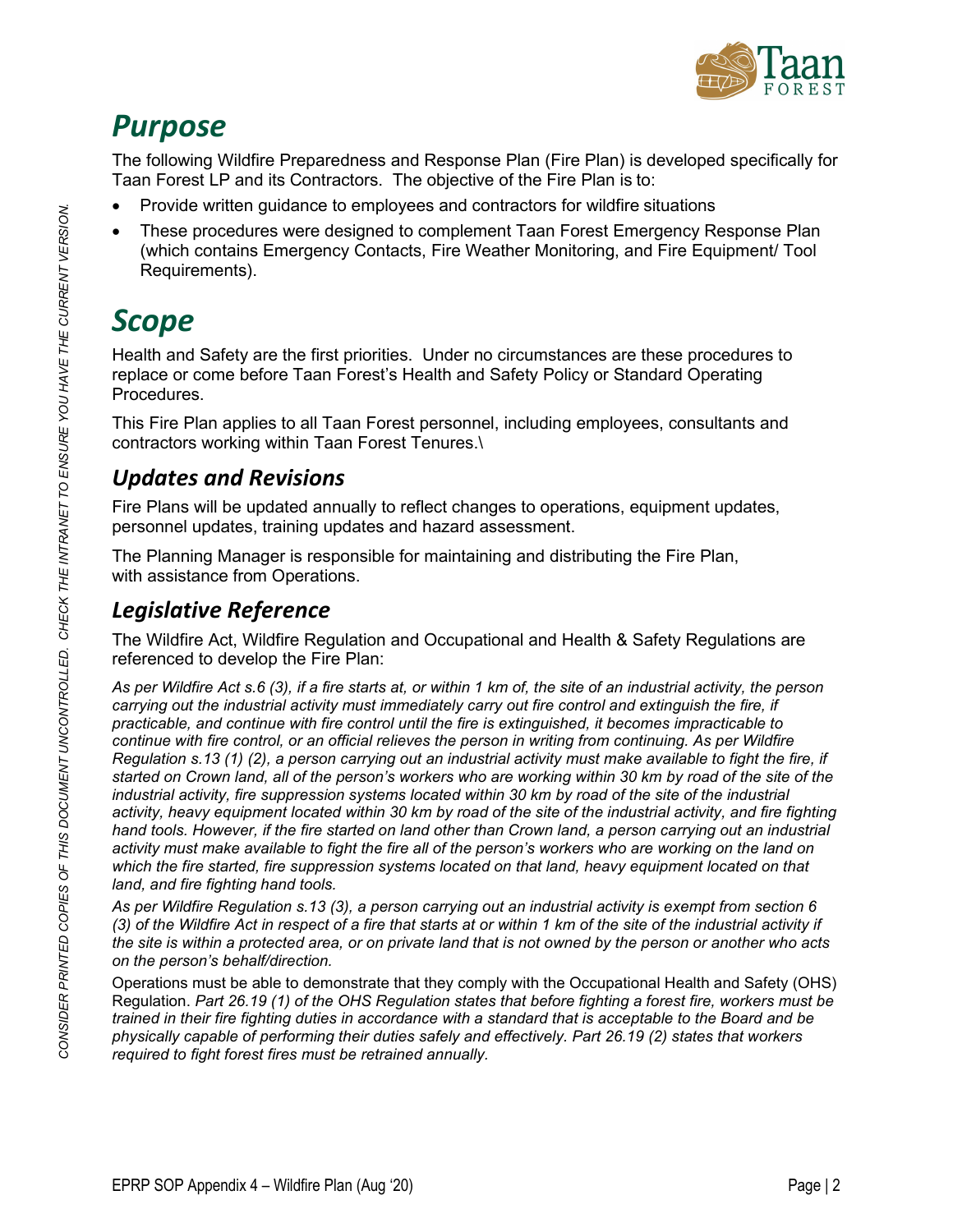# *Purpose*

The following Wildfire Preparedness and Response Plan (Fire Plan) is developed specifically for Taan Forest LP and its Contractors. The objective of the Fire Plan is to:

- Provide written guidance to employees and contractors for wildfire situations
- These procedures were designed to complement Taan Forest Emergency Response Plan (which contains Emergency Contacts, Fire Weather Monitoring, and Fire Equipment/ Tool Requirements).

# *Scope*

Health and Safety are the first priorities. Under no circumstances are these procedures to replace or come before Taan Forest's Health and Safety Policy or Standard Operating Procedures.

This Fire Plan applies to all Taan Forest personnel, including employees, consultants and contractors working within Taan Forest Tenures.\

## *Updates and Revisions*

Fire Plans will be updated annually to reflect changes to operations, equipment updates, personnel updates, training updates and hazard assessment.

The Planning Manager is responsible for maintaining and distributing the Fire Plan, with assistance from Operations.

## *Legislative Reference*

The Wildfire Act, Wildfire Regulation and Occupational and Health & Safety Regulations are referenced to develop the Fire Plan:

*As per Wildfire Act s.6 (3), if a fire starts at, or within 1 km of, the site of an industrial activity, the person carrying out the industrial activity must immediately carry out fire control and extinguish the fire, if practicable, and continue with fire control until the fire is extinguished, it becomes impracticable to continue with fire control, or an official relieves the person in writing from continuing. As per Wildfire Regulation s.13 (1) (2), a person carrying out an industrial activity must make available to fight the fire, if started on Crown land, all of the person's workers who are working within 30 km by road of the site of the industrial activity, fire suppression systems located within 30 km by road of the site of the industrial activity, heavy equipment located within 30 km by road of the site of the industrial activity, and fire fighting hand tools. However, if the fire started on land other than Crown land, a person carrying out an industrial activity must make available to fight the fire all of the person's workers who are working on the land on which the fire started, fire suppression systems located on that land, heavy equipment located on that land, and fire fighting hand tools.*

*As per Wildfire Regulation s.13 (3), a person carrying out an industrial activity is exempt from section 6 (3) of the Wildfire Act in respect of a fire that starts at or within 1 km of the site of the industrial activity if the site is within a protected area, or on private land that is not owned by the person or another who acts on the person's behalf/direction.*

Operations must be able to demonstrate that they comply with the Occupational Health and Safety (OHS) Regulation. *Part 26.19 (1) of the OHS Regulation states that before fighting a forest fire, workers must be trained in their fire fighting duties in accordance with a standard that is acceptable to the Board and be physically capable of performing their duties safely and effectively. Part 26.19 (2) states that workers required to fight forest fires must be retrained annually.*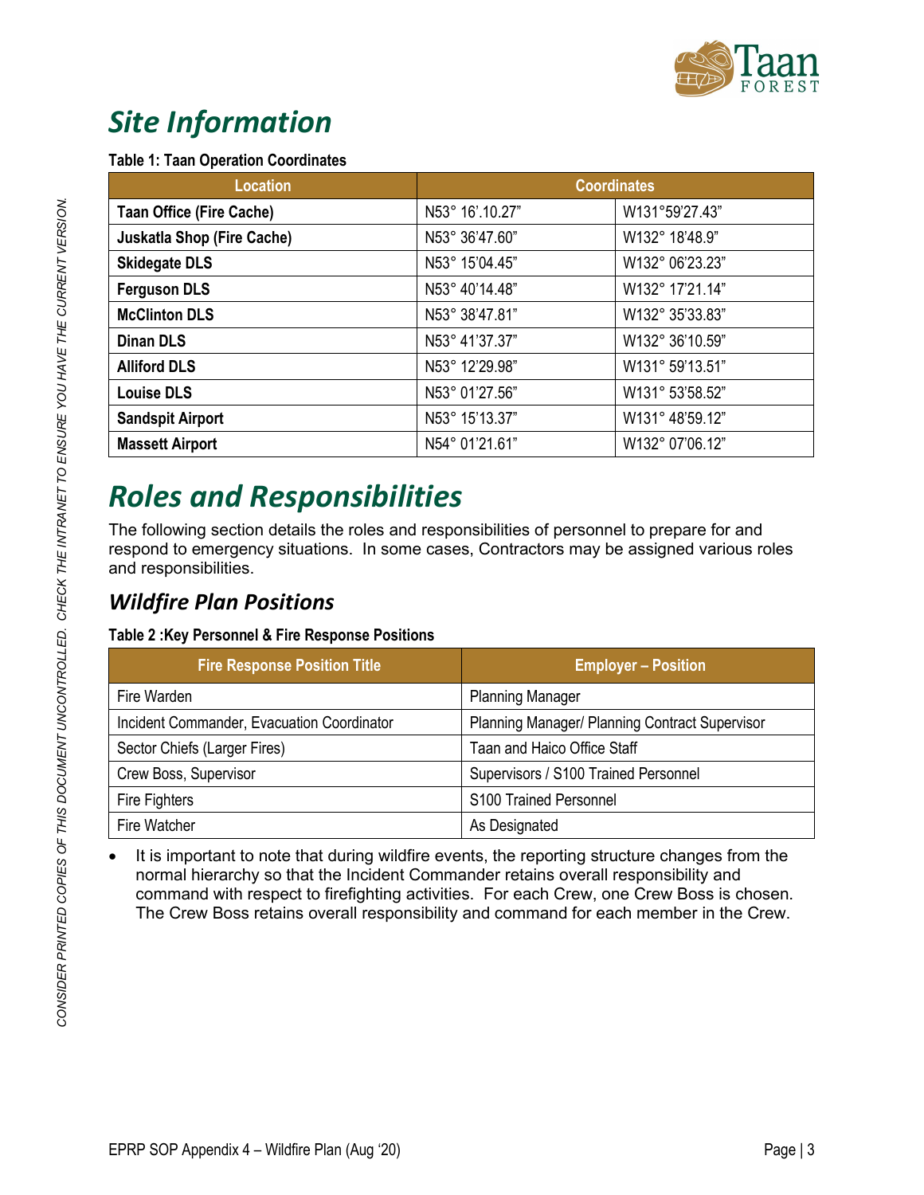# Site Information

**Table 1: Taan Operation Coordinates**

| Location | Coordinates | |
|---|---|---|
| **Taan Office (Fire Cache)** | N53° 16'.10.27" | W131°59'27.43" |
| **Juskatla Shop (Fire Cache)** | N53° 36'47.60" | W132° 18'48.9" |
| **Skidegate DLS** | N53° 15'04.45" | W132° 06'23.23" |
| **Ferguson DLS** | N53° 40'14.48" | W132° 17'21.14" |
| **McClinton DLS** | N53° 38'47.81" | W132° 35'33.83" |
| **Dinan DLS** | N53° 41'37.37" | W132° 36'10.59" |
| **Alliford DLS** | N53° 12'29.98" | W131° 59'13.51" |
| **Louise DLS** | N53° 01'27.56" | W131° 53'58.52" |
| **Sandspit Airport** | N53° 15'13.37" | W131° 48'59.12" |
| **Massett Airport** | N54° 01'21.61" | W132° 07'06.12" |

# Roles and Responsibilities

The following section details the roles and responsibilities of personnel to prepare for and respond to emergency situations. In some cases, Contractors may be assigned various roles and responsibilities.

## Wildfire Plan Positions

**Table 2 :Key Personnel & Fire Response Positions**

| Fire Response Position Title | Employer – Position |
|---|---|
| Fire Warden | Planning Manager |
| Incident Commander, Evacuation Coordinator | Planning Manager/ Planning Contract Supervisor |
| Sector Chiefs (Larger Fires) | Taan and Haico Office Staff |
| Crew Boss, Supervisor | Supervisors / S100 Trained Personnel |
| Fire Fighters | S100 Trained Personnel |
| Fire Watcher | As Designated |

- It is important to note that during wildfire events, the reporting structure changes from the normal hierarchy so that the Incident Commander retains overall responsibility and command with respect to firefighting activities. For each Crew, one Crew Boss is chosen. The Crew Boss retains overall responsibility and command for each member in the Crew.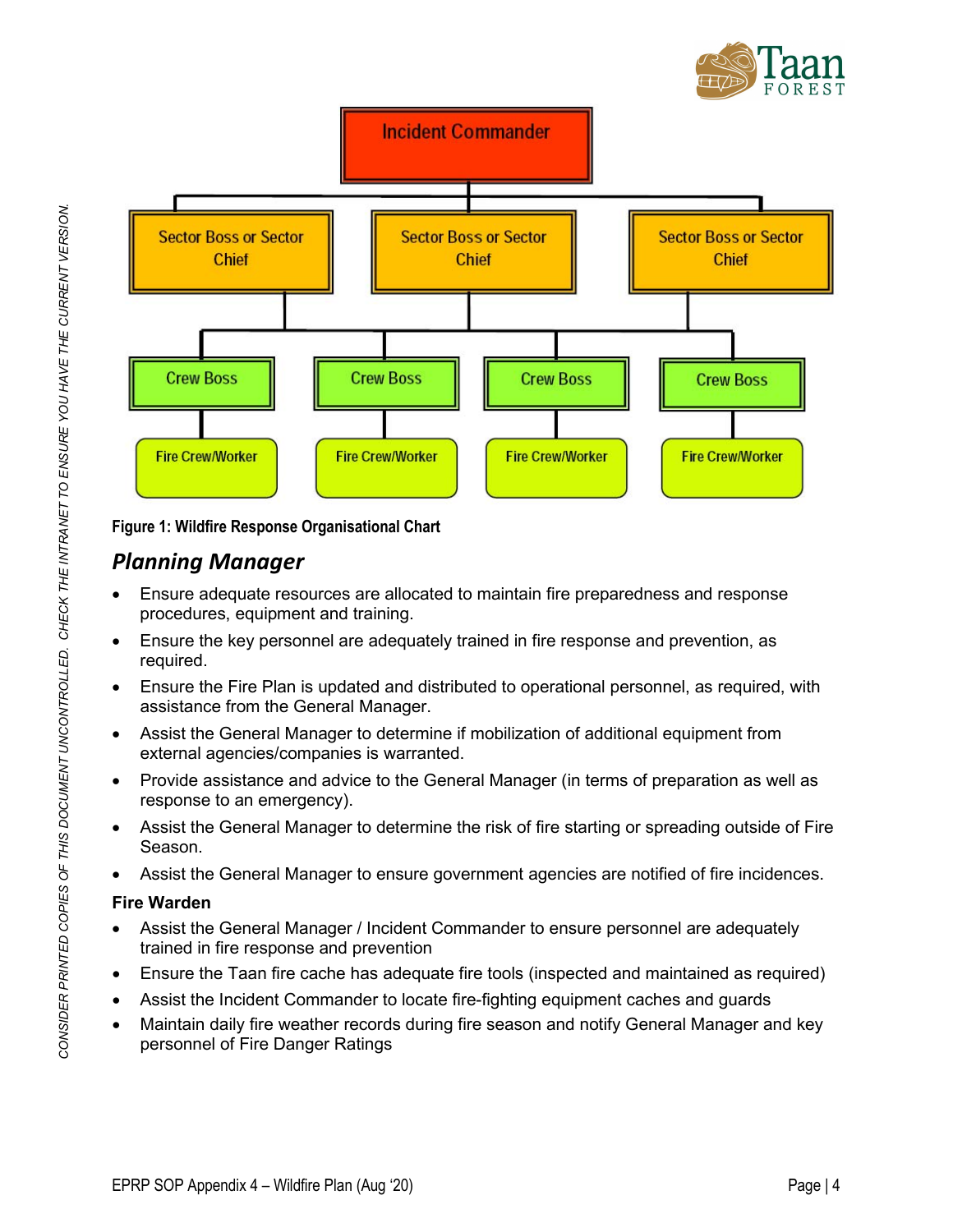Figure 1: Wildfire Response Organisational Chart

## *Planning Manager*

- Ensure adequate resources are allocated to maintain fire preparedness and response procedures, equipment and training.
- Ensure the key personnel are adequately trained in fire response and prevention, as required.
- Ensure the Fire Plan is updated and distributed to operational personnel, as required, with assistance from the General Manager.
- Assist the General Manager to determine if mobilization of additional equipment from external agencies/companies is warranted.
- Provide assistance and advice to the General Manager (in terms of preparation as well as response to an emergency).
- Assist the General Manager to determine the risk of fire starting or spreading outside of Fire Season.
- Assist the General Manager to ensure government agencies are notified of fire incidences.

**Fire Warden**

- Assist the General Manager / Incident Commander to ensure personnel are adequately trained in fire response and prevention
- Ensure the Taan fire cache has adequate fire tools (inspected and maintained as required)
- Assist the Incident Commander to locate fire-fighting equipment caches and guards
- Maintain daily fire weather records during fire season and notify General Manager and key personnel of Fire Danger Ratings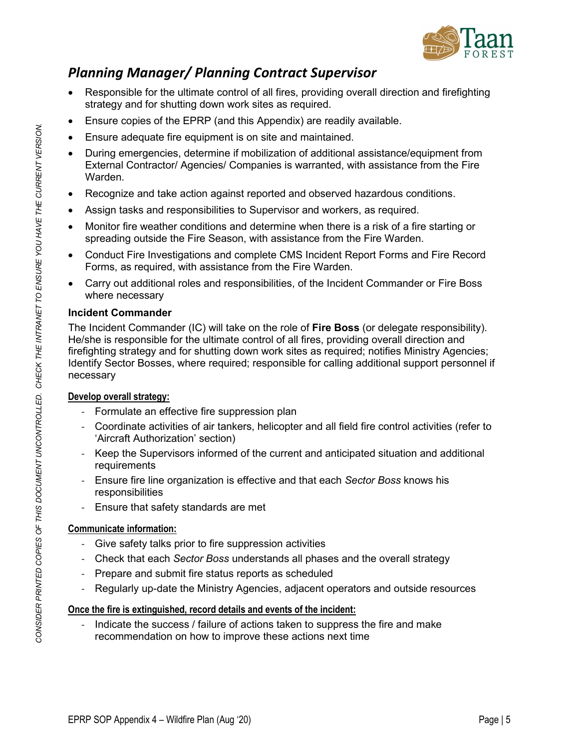## *Planning Manager/ Planning Contract Supervisor*

- Responsible for the ultimate control of all fires, providing overall direction and firefighting strategy and for shutting down work sites as required.
- Ensure copies of the EPRP (and this Appendix) are readily available.
- Ensure adequate fire equipment is on site and maintained.
- During emergencies, determine if mobilization of additional assistance/equipment from External Contractor/ Agencies/ Companies is warranted, with assistance from the Fire Warden.
- Recognize and take action against reported and observed hazardous conditions.
- Assign tasks and responsibilities to Supervisor and workers, as required.
- Monitor fire weather conditions and determine when there is a risk of a fire starting or spreading outside the Fire Season, with assistance from the Fire Warden.
- Conduct Fire Investigations and complete CMS Incident Report Forms and Fire Record Forms, as required, with assistance from the Fire Warden.
- Carry out additional roles and responsibilities, of the Incident Commander or Fire Boss where necessary

### Incident Commander

The Incident Commander (IC) will take on the role of **Fire Boss** (or delegate responsibility). He/she is responsible for the ultimate control of all fires, providing overall direction and firefighting strategy and for shutting down work sites as required; notifies Ministry Agencies; Identify Sector Bosses, where required; responsible for calling additional support personnel if necessary

**Develop overall strategy:**

- Formulate an effective fire suppression plan
- Coordinate activities of air tankers, helicopter and all field fire control activities (refer to 'Aircraft Authorization' section)
- Keep the Supervisors informed of the current and anticipated situation and additional requirements
- Ensure fire line organization is effective and that each *Sector Boss* knows his responsibilities
- Ensure that safety standards are met

**Communicate information:**

- Give safety talks prior to fire suppression activities
- Check that each *Sector Boss* understands all phases and the overall strategy
- Prepare and submit fire status reports as scheduled
- Regularly up-date the Ministry Agencies, adjacent operators and outside resources

**Once the fire is extinguished, record details and events of the incident:**

- Indicate the success / failure of actions taken to suppress the fire and make recommendation on how to improve these actions next time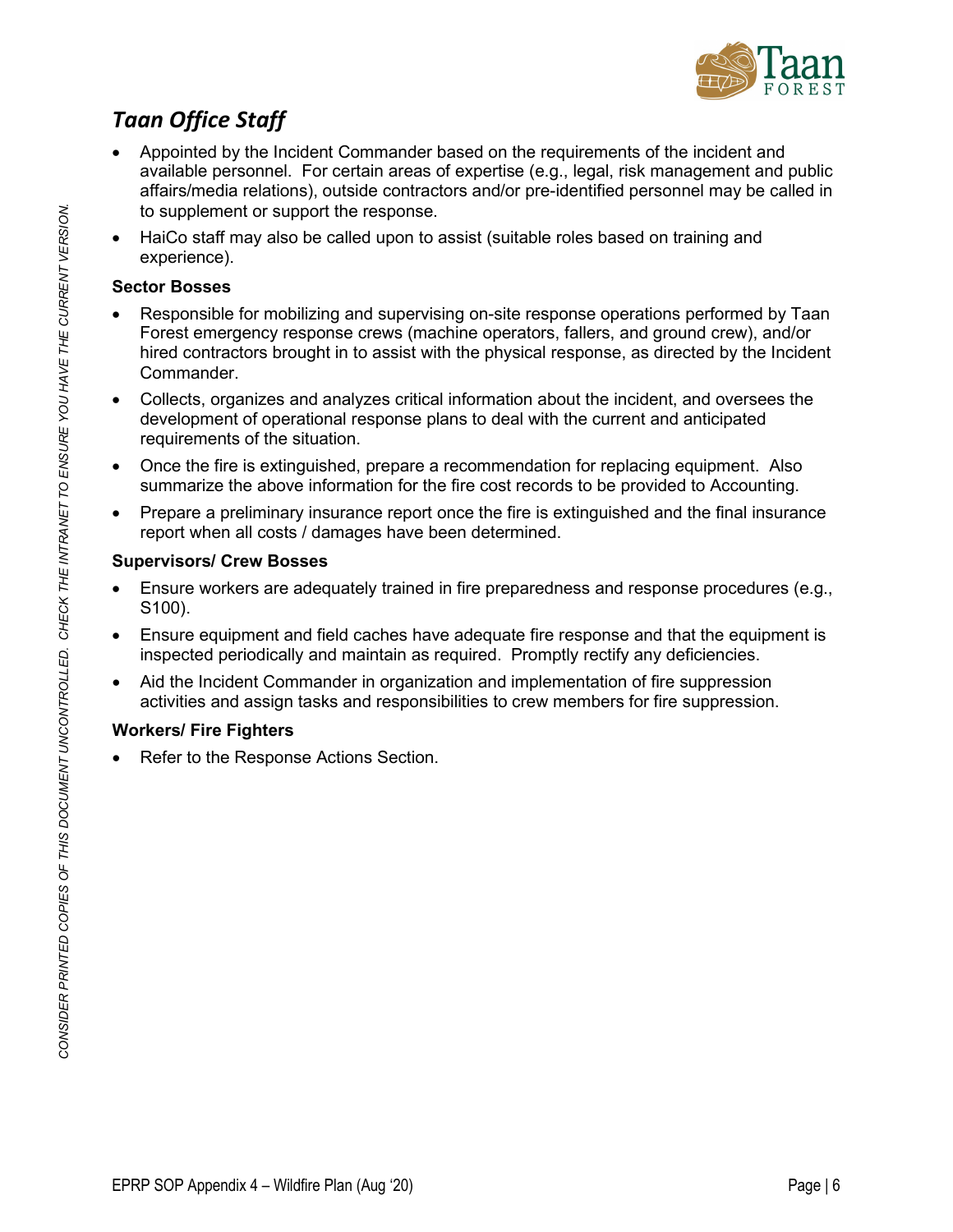## *Taan Office Staff*

- Appointed by the Incident Commander based on the requirements of the incident and available personnel. For certain areas of expertise (e.g., legal, risk management and public affairs/media relations), outside contractors and/or pre-identified personnel may be called in to supplement or support the response.
- HaiCo staff may also be called upon to assist (suitable roles based on training and experience).

**Sector Bosses**

- Responsible for mobilizing and supervising on-site response operations performed by Taan Forest emergency response crews (machine operators, fallers, and ground crew), and/or hired contractors brought in to assist with the physical response, as directed by the Incident Commander.
- Collects, organizes and analyzes critical information about the incident, and oversees the development of operational response plans to deal with the current and anticipated requirements of the situation.
- Once the fire is extinguished, prepare a recommendation for replacing equipment. Also summarize the above information for the fire cost records to be provided to Accounting.
- Prepare a preliminary insurance report once the fire is extinguished and the final insurance report when all costs / damages have been determined.

**Supervisors/ Crew Bosses**

- Ensure workers are adequately trained in fire preparedness and response procedures (e.g., S100).
- Ensure equipment and field caches have adequate fire response and that the equipment is inspected periodically and maintain as required. Promptly rectify any deficiencies.
- Aid the Incident Commander in organization and implementation of fire suppression activities and assign tasks and responsibilities to crew members for fire suppression.

**Workers/ Fire Fighters**

- Refer to the Response Actions Section.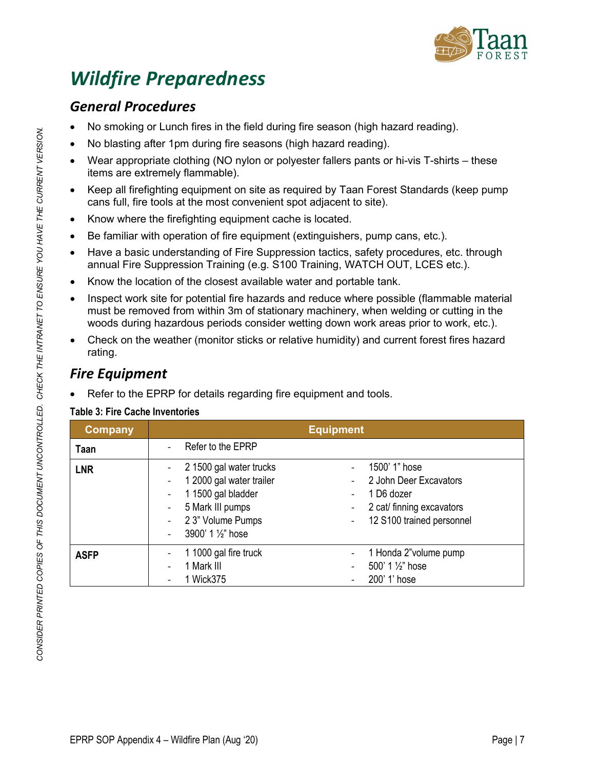# *Wildfire Preparedness*

## *General Procedures*

- No smoking or Lunch fires in the field during fire season (high hazard reading).
- No blasting after 1pm during fire seasons (high hazard reading).
- Wear appropriate clothing (NO nylon or polyester fallers pants or hi-vis T-shirts – these items are extremely flammable).
- Keep all firefighting equipment on site as required by Taan Forest Standards (keep pump cans full, fire tools at the most convenient spot adjacent to site).
- Know where the firefighting equipment cache is located.
- Be familiar with operation of fire equipment (extinguishers, pump cans, etc.).
- Have a basic understanding of Fire Suppression tactics, safety procedures, etc. through annual Fire Suppression Training (e.g. S100 Training, WATCH OUT, LCES etc.).
- Know the location of the closest available water and portable tank.
- Inspect work site for potential fire hazards and reduce where possible (flammable material must be removed from within 3m of stationary machinery, when welding or cutting in the woods during hazardous periods consider wetting down work areas prior to work, etc.).
- Check on the weather (monitor sticks or relative humidity) and current forest fires hazard rating.

## *Fire Equipment*

- Refer to the EPRP for details regarding fire equipment and tools.

**Table 3: Fire Cache Inventories**

| Company | Equipment | |
|---|---|---|
| **Taan** | - Refer to the EPRP | |
| **LNR** | - 2 1500 gal water trucks<br>- 1 2000 gal water trailer<br>- 1 1500 gal bladder<br>- 5 Mark III pumps<br>- 2 3" Volume Pumps<br>- 3900' 1 ½" hose | - 1500' 1" hose<br>- 2 John Deer Excavators<br>- 1 D6 dozer<br>- 2 cat/ finning excavators<br>- 12 S100 trained personnel |
| **ASFP** | - 1 1000 gal fire truck<br>- 1 Mark III<br>- 1 Wick375 | - 1 Honda 2"volume pump<br>- 500' 1 ½" hose<br>- 200' 1' hose |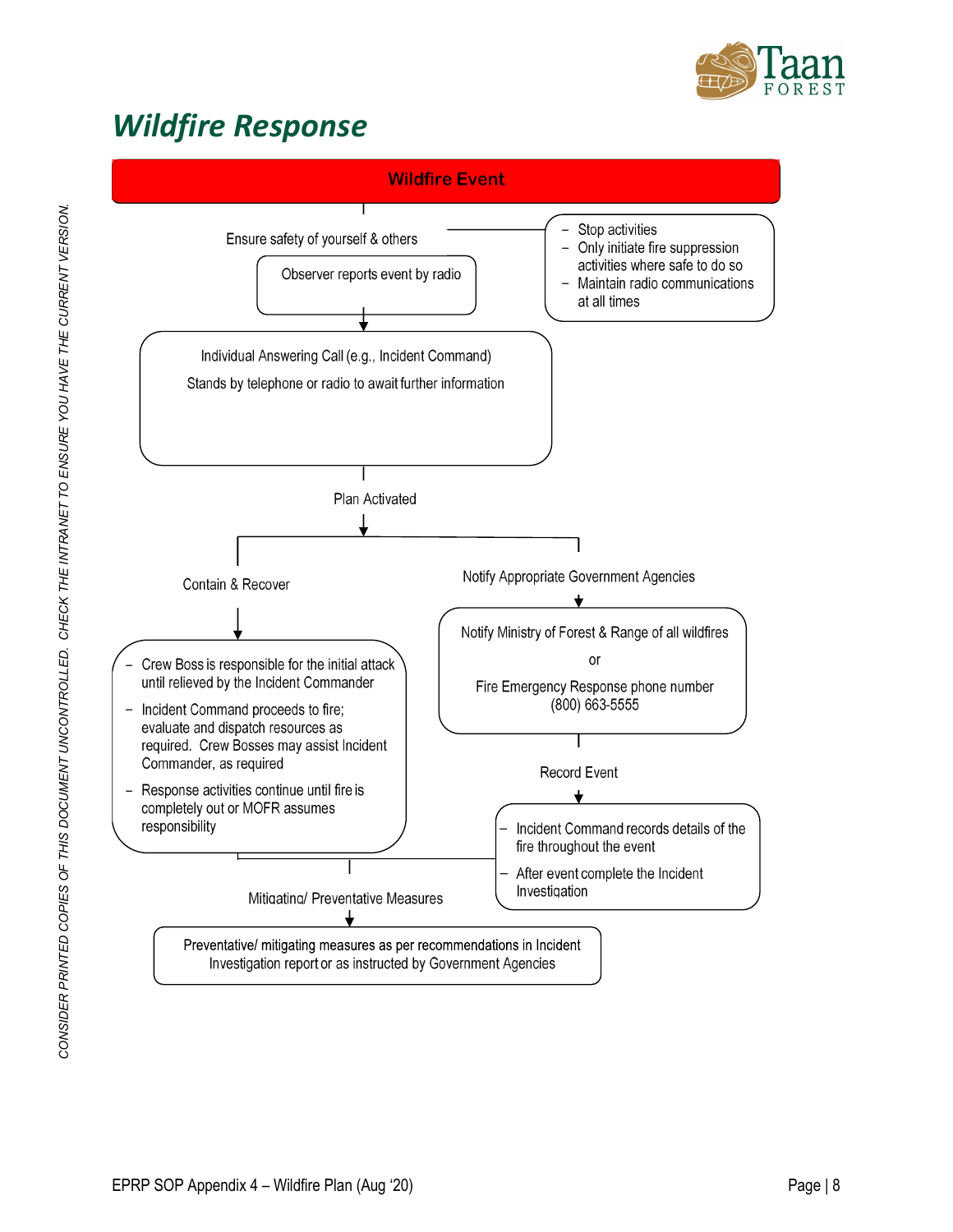# Wildfire Response

**Wildfire Event**

Ensure safety of yourself & others

- Stop activities
- Only initiate fire suppression activities where safe to do so
- Maintain radio communications at all times

Observer reports event by radio

Individual Answering Call (e.g., Incident Command)

Stands by telephone or radio to await further information

Plan Activated

Contain & Recover

- Crew Boss is responsible for the initial attack until relieved by the Incident Commander
- Incident Command proceeds to fire; evaluate and dispatch resources as required. Crew Bosses may assist Incident Commander, as required
- Response activities continue until fire is completely out or MOFR assumes responsibility

Notify Appropriate Government Agencies

Notify Ministry of Forest & Range of all wildfires

or

Fire Emergency Response phone number (800) 663-5555

Record Event

- Incident Command records details of the fire throughout the event
- After event complete the Incident Investigation

Mitigating/ Preventative Measures

Preventative/ mitigating measures as per recommendations in Incident Investigation report or as instructed by Government Agencies

CONSIDER PRINTED COPIES OF THIS DOCUMENT UNCONTROLLED. CHECK THE INTRANET TO ENSURE YOU HAVE THE CURRENT VERSION.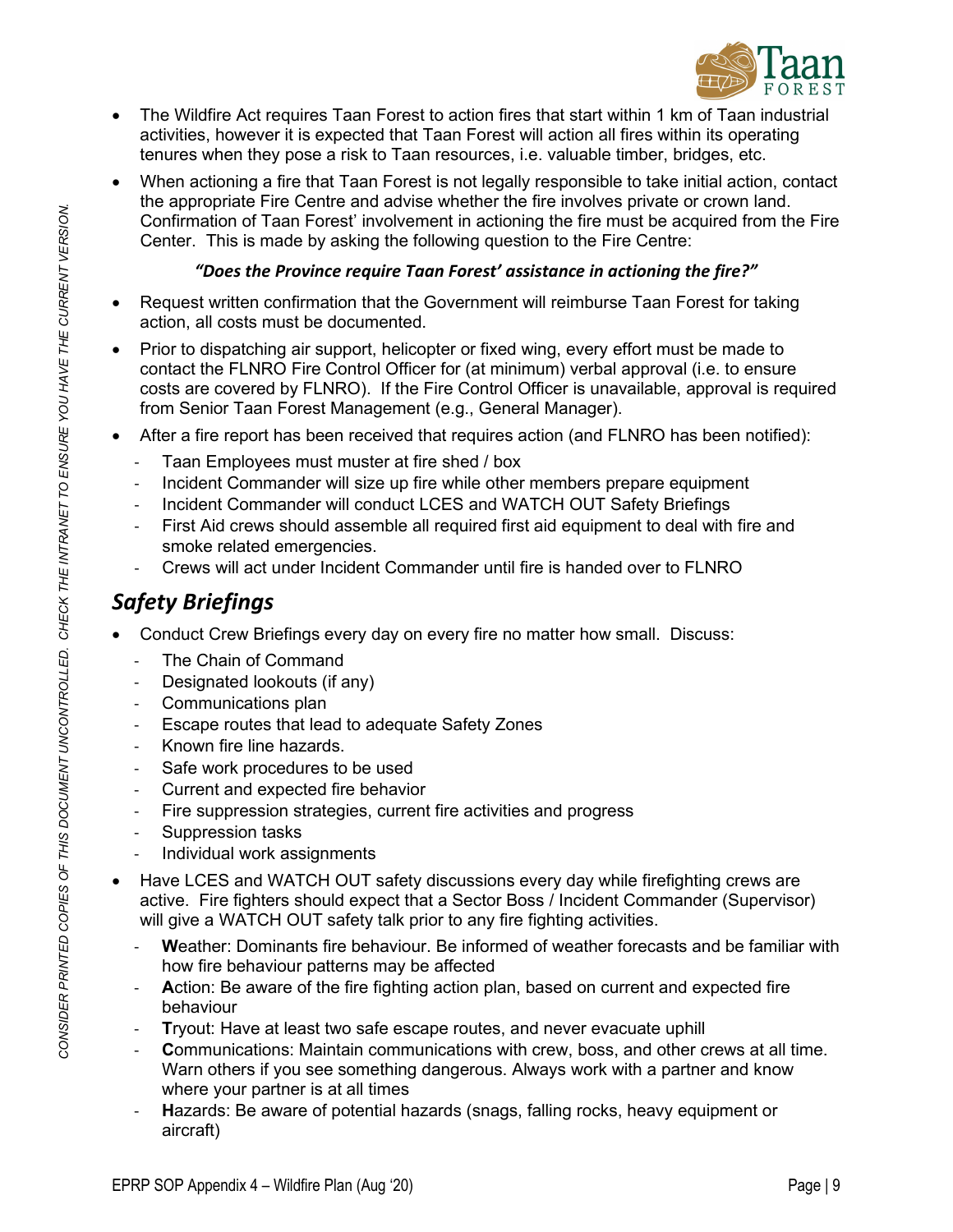- The Wildfire Act requires Taan Forest to action fires that start within 1 km of Taan industrial activities, however it is expected that Taan Forest will action all fires within its operating tenures when they pose a risk to Taan resources, i.e. valuable timber, bridges, etc.
- When actioning a fire that Taan Forest is not legally responsible to take initial action, contact the appropriate Fire Centre and advise whether the fire involves private or crown land. Confirmation of Taan Forest' involvement in actioning the fire must be acquired from the Fire Center. This is made by asking the following question to the Fire Centre:

  ***"Does the Province require Taan Forest' assistance in actioning the fire?"***

- Request written confirmation that the Government will reimburse Taan Forest for taking action, all costs must be documented.
- Prior to dispatching air support, helicopter or fixed wing, every effort must be made to contact the FLNRO Fire Control Officer for (at minimum) verbal approval (i.e. to ensure costs are covered by FLNRO). If the Fire Control Officer is unavailable, approval is required from Senior Taan Forest Management (e.g., General Manager).
- After a fire report has been received that requires action (and FLNRO has been notified):
  - Taan Employees must muster at fire shed / box
  - Incident Commander will size up fire while other members prepare equipment
  - Incident Commander will conduct LCES and WATCH OUT Safety Briefings
  - First Aid crews should assemble all required first aid equipment to deal with fire and smoke related emergencies.
  - Crews will act under Incident Commander until fire is handed over to FLNRO

## *Safety Briefings*

- Conduct Crew Briefings every day on every fire no matter how small. Discuss:
  - The Chain of Command
  - Designated lookouts (if any)
  - Communications plan
  - Escape routes that lead to adequate Safety Zones
  - Known fire line hazards.
  - Safe work procedures to be used
  - Current and expected fire behavior
  - Fire suppression strategies, current fire activities and progress
  - Suppression tasks
  - Individual work assignments
- Have LCES and WATCH OUT safety discussions every day while firefighting crews are active. Fire fighters should expect that a Sector Boss / Incident Commander (Supervisor) will give a WATCH OUT safety talk prior to any fire fighting activities.
  - **W**eather: Dominants fire behaviour. Be informed of weather forecasts and be familiar with how fire behaviour patterns may be affected
  - **A**ction: Be aware of the fire fighting action plan, based on current and expected fire behaviour
  - **T**ryout: Have at least two safe escape routes, and never evacuate uphill
  - **C**ommunications: Maintain communications with crew, boss, and other crews at all time. Warn others if you see something dangerous. Always work with a partner and know where your partner is at all times
  - **H**azards: Be aware of potential hazards (snags, falling rocks, heavy equipment or aircraft)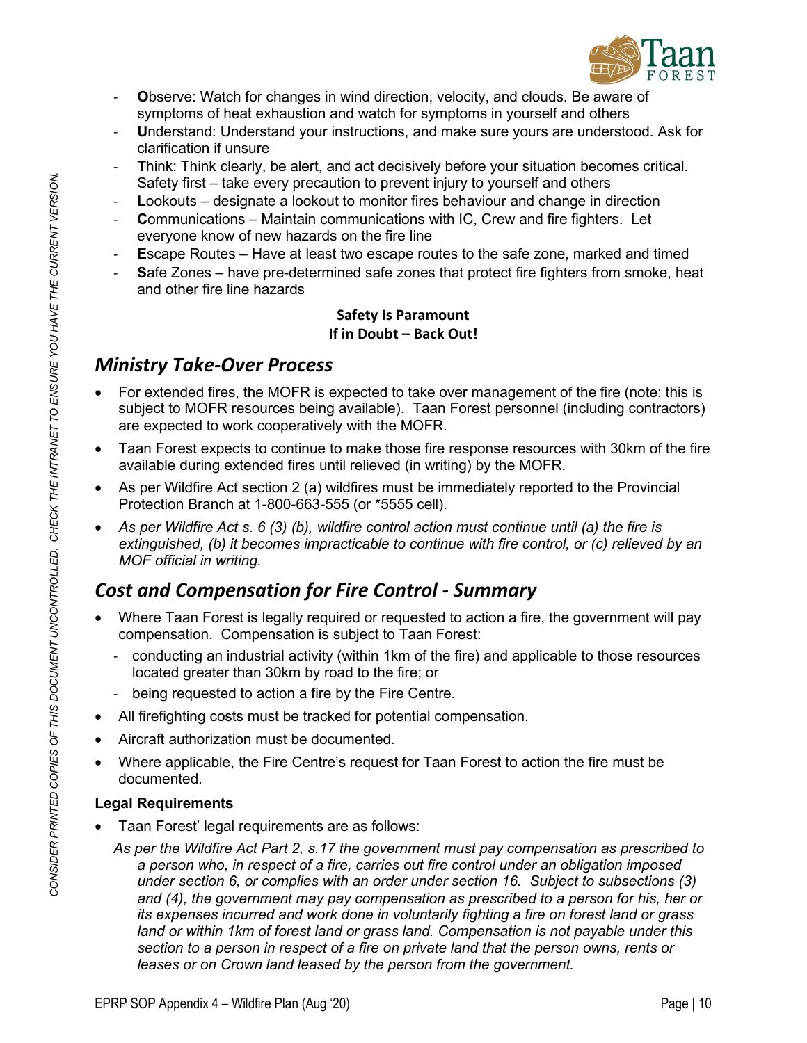- **O**bserve: Watch for changes in wind direction, velocity, and clouds. Be aware of symptoms of heat exhaustion and watch for symptoms in yourself and others
- **U**nderstand: Understand your instructions, and make sure yours are understood. Ask for clarification if unsure
- **T**hink: Think clearly, be alert, and act decisively before your situation becomes critical. Safety first – take every precaution to prevent injury to yourself and others
- **L**ookouts – designate a lookout to monitor fires behaviour and change in direction
- **C**ommunications – Maintain communications with IC, Crew and fire fighters. Let everyone know of new hazards on the fire line
- **E**scape Routes – Have at least two escape routes to the safe zone, marked and timed
- **S**afe Zones – have pre-determined safe zones that protect fire fighters from smoke, heat and other fire line hazards

**Safety Is Paramount**
**If in Doubt – Back Out!**

## *Ministry Take-Over Process*

- For extended fires, the MOFR is expected to take over management of the fire (note: this is subject to MOFR resources being available). Taan Forest personnel (including contractors) are expected to work cooperatively with the MOFR.
- Taan Forest expects to continue to make those fire response resources with 30km of the fire available during extended fires until relieved (in writing) by the MOFR.
- As per Wildfire Act section 2 (a) wildfires must be immediately reported to the Provincial Protection Branch at 1-800-663-555 (or *5555 cell).
- *As per Wildfire Act s. 6 (3) (b), wildfire control action must continue until (a) the fire is extinguished, (b) it becomes impracticable to continue with fire control, or (c) relieved by an MOF official in writing.*

## *Cost and Compensation for Fire Control - Summary*

- Where Taan Forest is legally required or requested to action a fire, the government will pay compensation. Compensation is subject to Taan Forest:
  - conducting an industrial activity (within 1km of the fire) and applicable to those resources located greater than 30km by road to the fire; or
  - being requested to action a fire by the Fire Centre.
- All firefighting costs must be tracked for potential compensation.
- Aircraft authorization must be documented.
- Where applicable, the Fire Centre's request for Taan Forest to action the fire must be documented.

### Legal Requirements

- Taan Forest' legal requirements are as follows:

*As per the Wildfire Act Part 2, s.17 the government must pay compensation as prescribed to a person who, in respect of a fire, carries out fire control under an obligation imposed under section 6, or complies with an order under section 16. Subject to subsections (3) and (4), the government may pay compensation as prescribed to a person for his, her or its expenses incurred and work done in voluntarily fighting a fire on forest land or grass land or within 1km of forest land or grass land. Compensation is not payable under this section to a person in respect of a fire on private land that the person owns, rents or leases or on Crown land leased by the person from the government.*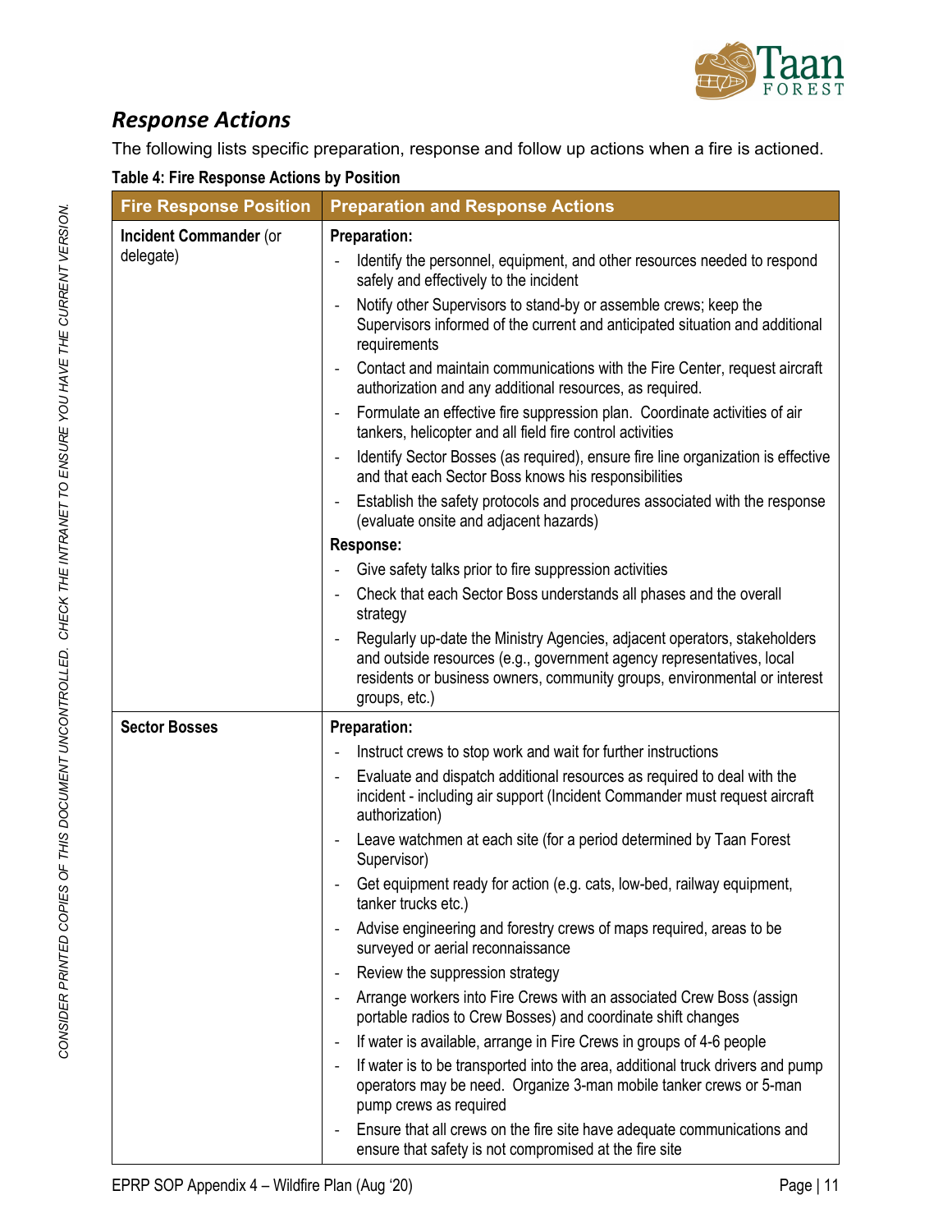## *Response Actions*

The following lists specific preparation, response and follow up actions when a fire is actioned.

**Table 4: Fire Response Actions by Position**

| Fire Response Position | Preparation and Response Actions |
|---|---|
| **Incident Commander** (or delegate) | **Preparation:**<br>- Identify the personnel, equipment, and other resources needed to respond safely and effectively to the incident<br>- Notify other Supervisors to stand-by or assemble crews; keep the Supervisors informed of the current and anticipated situation and additional requirements<br>- Contact and maintain communications with the Fire Center, request aircraft authorization and any additional resources, as required.<br>- Formulate an effective fire suppression plan. Coordinate activities of air tankers, helicopter and all field fire control activities<br>- Identify Sector Bosses (as required), ensure fire line organization is effective and that each Sector Boss knows his responsibilities<br>- Establish the safety protocols and procedures associated with the response (evaluate onsite and adjacent hazards)<br>**Response:**<br>- Give safety talks prior to fire suppression activities<br>- Check that each Sector Boss understands all phases and the overall strategy<br>- Regularly up-date the Ministry Agencies, adjacent operators, stakeholders and outside resources (e.g., government agency representatives, local residents or business owners, community groups, environmental or interest groups, etc.) |
| **Sector Bosses** | **Preparation:**<br>- Instruct crews to stop work and wait for further instructions<br>- Evaluate and dispatch additional resources as required to deal with the incident - including air support (Incident Commander must request aircraft authorization)<br>- Leave watchmen at each site (for a period determined by Taan Forest Supervisor)<br>- Get equipment ready for action (e.g. cats, low-bed, railway equipment, tanker trucks etc.)<br>- Advise engineering and forestry crews of maps required, areas to be surveyed or aerial reconnaissance<br>- Review the suppression strategy<br>- Arrange workers into Fire Crews with an associated Crew Boss (assign portable radios to Crew Bosses) and coordinate shift changes<br>- If water is available, arrange in Fire Crews in groups of 4-6 people<br>- If water is to be transported into the area, additional truck drivers and pump operators may be need. Organize 3-man mobile tanker crews or 5-man pump crews as required<br>- Ensure that all crews on the fire site have adequate communications and ensure that safety is not compromised at the fire site |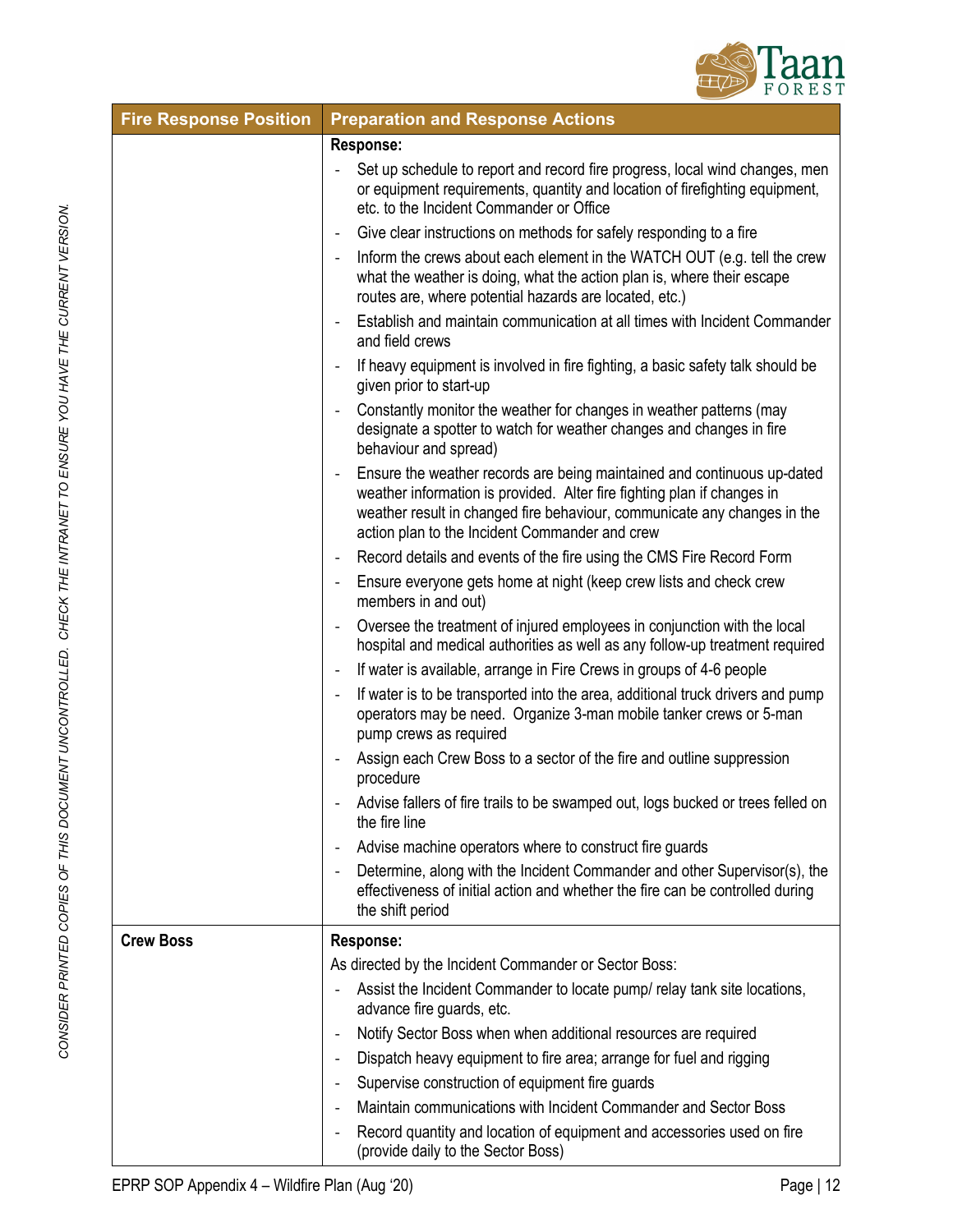| Fire Response Position | Preparation and Response Actions |
| --- | --- |
| | **Response:**<br>- Set up schedule to report and record fire progress, local wind changes, men or equipment requirements, quantity and location of firefighting equipment, etc. to the Incident Commander or Office<br>- Give clear instructions on methods for safely responding to a fire<br>- Inform the crews about each element in the WATCH OUT (e.g. tell the crew what the weather is doing, what the action plan is, where their escape routes are, where potential hazards are located, etc.)<br>- Establish and maintain communication at all times with Incident Commander and field crews<br>- If heavy equipment is involved in fire fighting, a basic safety talk should be given prior to start-up<br>- Constantly monitor the weather for changes in weather patterns (may designate a spotter to watch for weather changes and changes in fire behaviour and spread)<br>- Ensure the weather records are being maintained and continuous up-dated weather information is provided. Alter fire fighting plan if changes in weather result in changed fire behaviour, communicate any changes in the action plan to the Incident Commander and crew<br>- Record details and events of the fire using the CMS Fire Record Form<br>- Ensure everyone gets home at night (keep crew lists and check crew members in and out)<br>- Oversee the treatment of injured employees in conjunction with the local hospital and medical authorities as well as any follow-up treatment required<br>- If water is available, arrange in Fire Crews in groups of 4-6 people<br>- If water is to be transported into the area, additional truck drivers and pump operators may be need. Organize 3-man mobile tanker crews or 5-man pump crews as required<br>- Assign each Crew Boss to a sector of the fire and outline suppression procedure<br>- Advise fallers of fire trails to be swamped out, logs bucked or trees felled on the fire line<br>- Advise machine operators where to construct fire guards<br>- Determine, along with the Incident Commander and other Supervisor(s), the effectiveness of initial action and whether the fire can be controlled during the shift period |
| **Crew Boss** | **Response:**<br>As directed by the Incident Commander or Sector Boss:<br>- Assist the Incident Commander to locate pump/ relay tank site locations, advance fire guards, etc.<br>- Notify Sector Boss when when additional resources are required<br>- Dispatch heavy equipment to fire area; arrange for fuel and rigging<br>- Supervise construction of equipment fire guards<br>- Maintain communications with Incident Commander and Sector Boss<br>- Record quantity and location of equipment and accessories used on fire (provide daily to the Sector Boss) |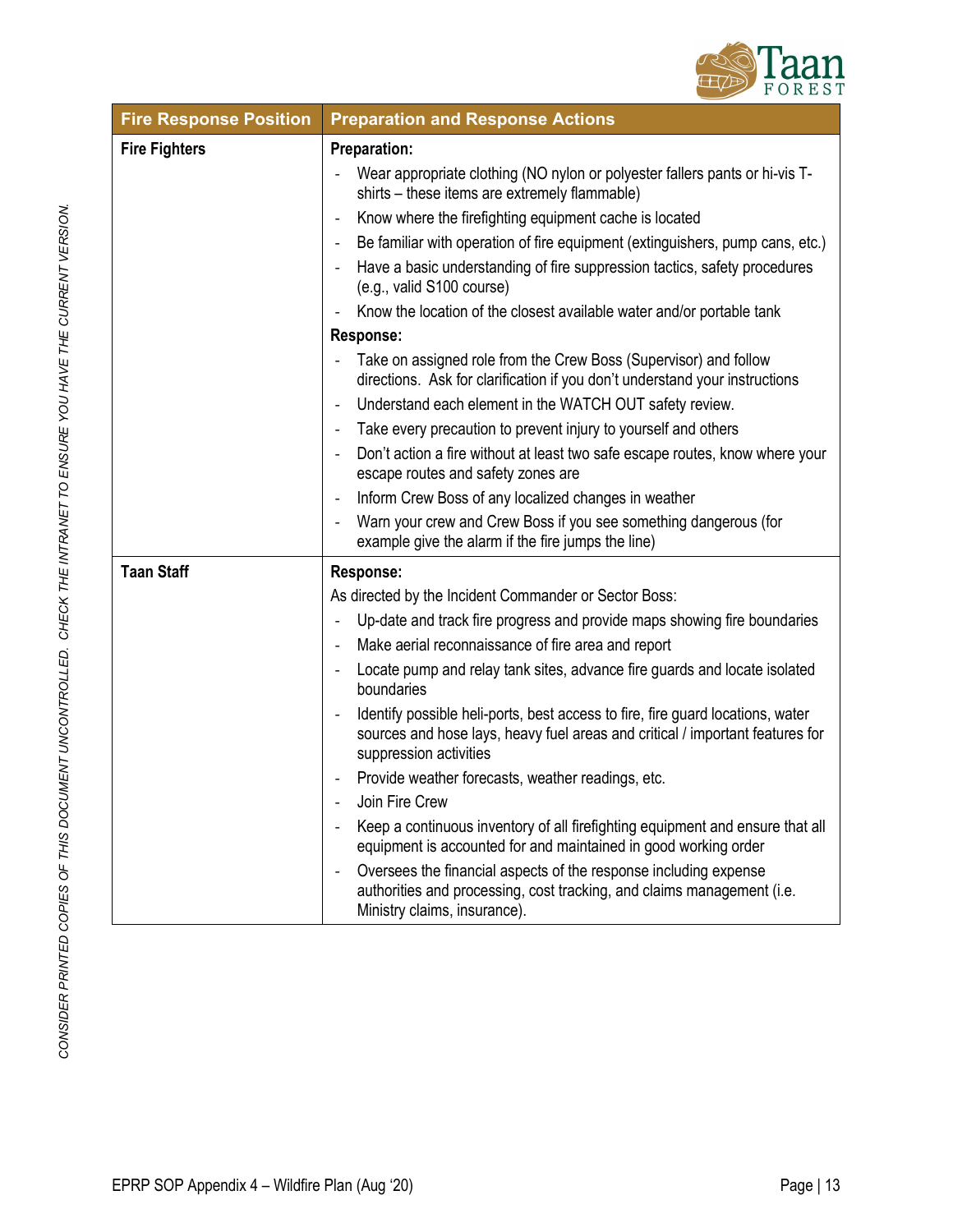| Fire Response Position | Preparation and Response Actions |
|---|---|
| **Fire Fighters** | **Preparation:**<br>- Wear appropriate clothing (NO nylon or polyester fallers pants or hi-vis T-shirts – these items are extremely flammable)<br>- Know where the firefighting equipment cache is located<br>- Be familiar with operation of fire equipment (extinguishers, pump cans, etc.)<br>- Have a basic understanding of fire suppression tactics, safety procedures (e.g., valid S100 course)<br>- Know the location of the closest available water and/or portable tank<br>**Response:**<br>- Take on assigned role from the Crew Boss (Supervisor) and follow directions. Ask for clarification if you don't understand your instructions<br>- Understand each element in the WATCH OUT safety review.<br>- Take every precaution to prevent injury to yourself and others<br>- Don't action a fire without at least two safe escape routes, know where your escape routes and safety zones are<br>- Inform Crew Boss of any localized changes in weather<br>- Warn your crew and Crew Boss if you see something dangerous (for example give the alarm if the fire jumps the line) |
| **Taan Staff** | **Response:**<br>As directed by the Incident Commander or Sector Boss:<br>- Up-date and track fire progress and provide maps showing fire boundaries<br>- Make aerial reconnaissance of fire area and report<br>- Locate pump and relay tank sites, advance fire guards and locate isolated boundaries<br>- Identify possible heli-ports, best access to fire, fire guard locations, water sources and hose lays, heavy fuel areas and critical / important features for suppression activities<br>- Provide weather forecasts, weather readings, etc.<br>- Join Fire Crew<br>- Keep a continuous inventory of all firefighting equipment and ensure that all equipment is accounted for and maintained in good working order<br>- Oversees the financial aspects of the response including expense authorities and processing, cost tracking, and claims management (i.e. Ministry claims, insurance). |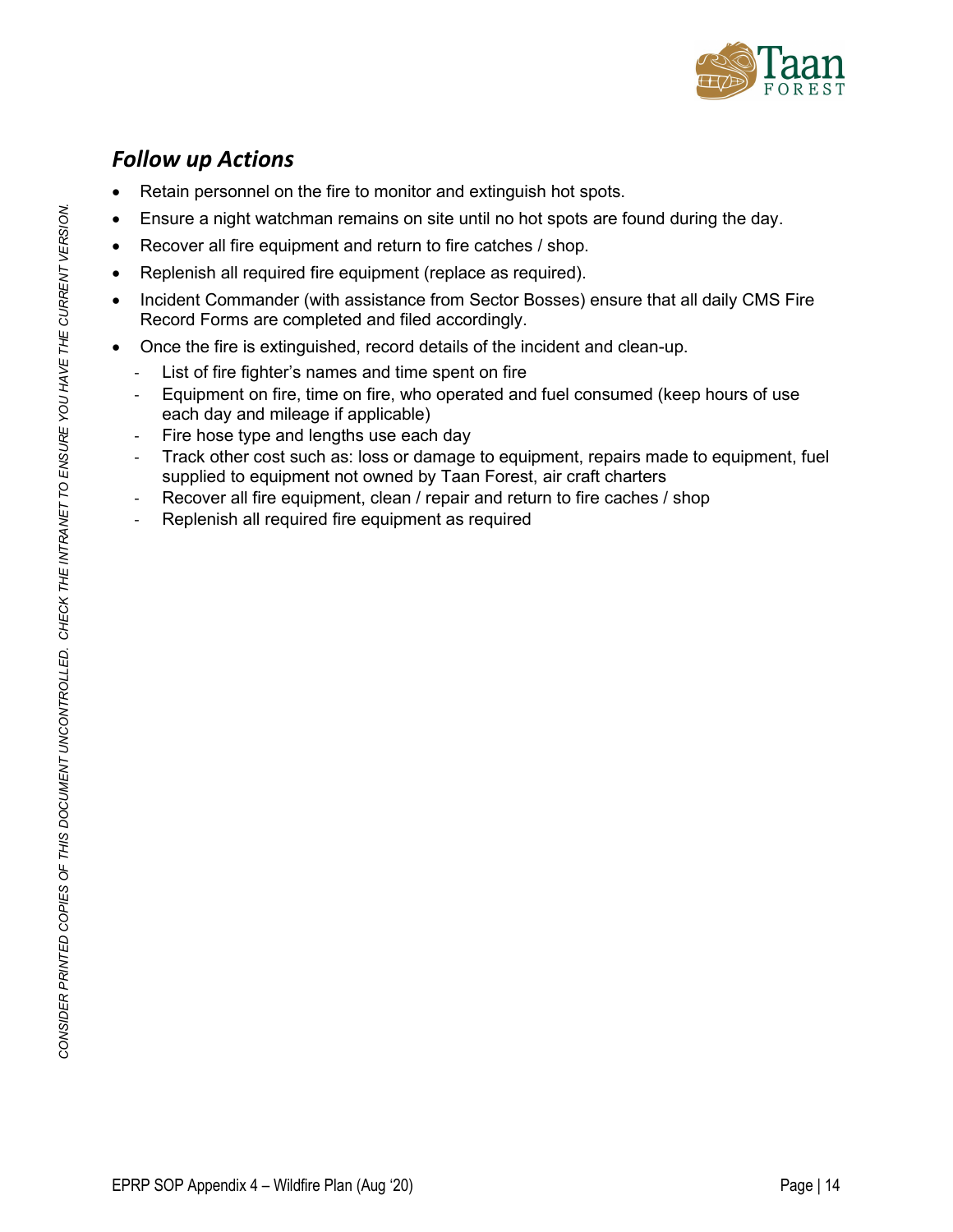## *Follow up Actions*

- Retain personnel on the fire to monitor and extinguish hot spots.
- Ensure a night watchman remains on site until no hot spots are found during the day.
- Recover all fire equipment and return to fire catches / shop.
- Replenish all required fire equipment (replace as required).
- Incident Commander (with assistance from Sector Bosses) ensure that all daily CMS Fire Record Forms are completed and filed accordingly.
- Once the fire is extinguished, record details of the incident and clean-up.
    - List of fire fighter's names and time spent on fire
    - Equipment on fire, time on fire, who operated and fuel consumed (keep hours of use each day and mileage if applicable)
    - Fire hose type and lengths use each day
    - Track other cost such as: loss or damage to equipment, repairs made to equipment, fuel supplied to equipment not owned by Taan Forest, air craft charters
    - Recover all fire equipment, clean / repair and return to fire caches / shop
    - Replenish all required fire equipment as required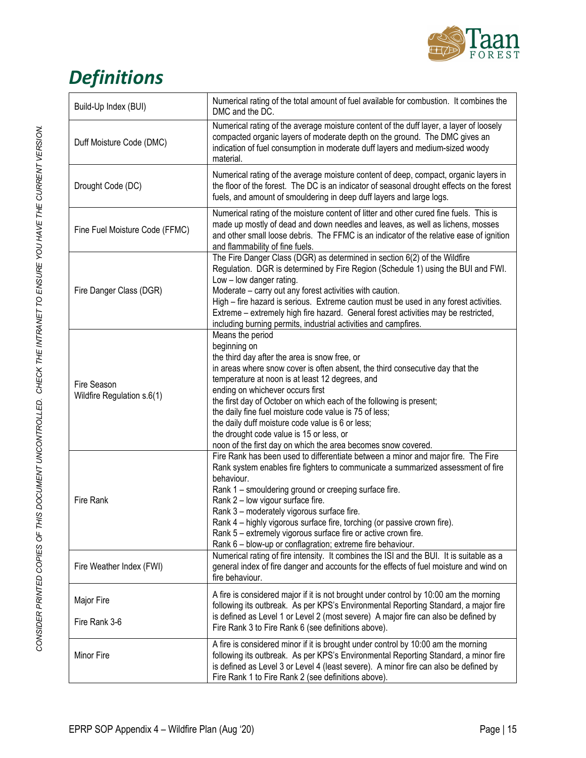# *Definitions*

| Term | Definition |
|---|---|
| Build-Up Index (BUI) | Numerical rating of the total amount of fuel available for combustion. It combines the DMC and the DC. |
| Duff Moisture Code (DMC) | Numerical rating of the average moisture content of the duff layer, a layer of loosely compacted organic layers of moderate depth on the ground. The DMC gives an indication of fuel consumption in moderate duff layers and medium-sized woody material. |
| Drought Code (DC) | Numerical rating of the average moisture content of deep, compact, organic layers in the floor of the forest. The DC is an indicator of seasonal drought effects on the forest fuels, and amount of smouldering in deep duff layers and large logs. |
| Fine Fuel Moisture Code (FFMC) | Numerical rating of the moisture content of litter and other cured fine fuels. This is made up mostly of dead and down needles and leaves, as well as lichens, mosses and other small loose debris. The FFMC is an indicator of the relative ease of ignition and flammability of fine fuels. |
| Fire Danger Class (DGR) | The Fire Danger Class (DGR) as determined in section 6(2) of the Wildfire Regulation. DGR is determined by Fire Region (Schedule 1) using the BUI and FWI.<br>Low – low danger rating.<br>Moderate – carry out any forest activities with caution.<br>High – fire hazard is serious. Extreme caution must be used in any forest activities.<br>Extreme – extremely high fire hazard. General forest activities may be restricted, including burning permits, industrial activities and campfires. |
| Fire Season<br>Wildfire Regulation s.6(1) | Means the period<br>beginning on<br>the third day after the area is snow free, or<br>in areas where snow cover is often absent, the third consecutive day that the temperature at noon is at least 12 degrees, and<br>ending on whichever occurs first<br>the first day of October on which each of the following is present;<br>the daily fine fuel moisture code value is 75 of less;<br>the daily duff moisture code value is 6 or less;<br>the drought code value is 15 or less, or<br>noon of the first day on which the area becomes snow covered. |
| Fire Rank | Fire Rank has been used to differentiate between a minor and major fire. The Fire Rank system enables fire fighters to communicate a summarized assessment of fire behaviour.<br>Rank 1 – smouldering ground or creeping surface fire.<br>Rank 2 – low vigour surface fire.<br>Rank 3 – moderately vigorous surface fire.<br>Rank 4 – highly vigorous surface fire, torching (or passive crown fire).<br>Rank 5 – extremely vigorous surface fire or active crown fire.<br>Rank 6 – blow-up or conflagration; extreme fire behaviour. |
| Fire Weather Index (FWI) | Numerical rating of fire intensity. It combines the ISI and the BUI. It is suitable as a general index of fire danger and accounts for the effects of fuel moisture and wind on fire behaviour. |
| Major Fire<br><br>Fire Rank 3-6 | A fire is considered major if it is not brought under control by 10:00 am the morning following its outbreak. As per KPS's Environmental Reporting Standard, a major fire is defined as Level 1 or Level 2 (most severe) A major fire can also be defined by Fire Rank 3 to Fire Rank 6 (see definitions above). |
| Minor Fire | A fire is considered minor if it is brought under control by 10:00 am the morning following its outbreak. As per KPS's Environmental Reporting Standard, a minor fire is defined as Level 3 or Level 4 (least severe). A minor fire can also be defined by Fire Rank 1 to Fire Rank 2 (see definitions above). |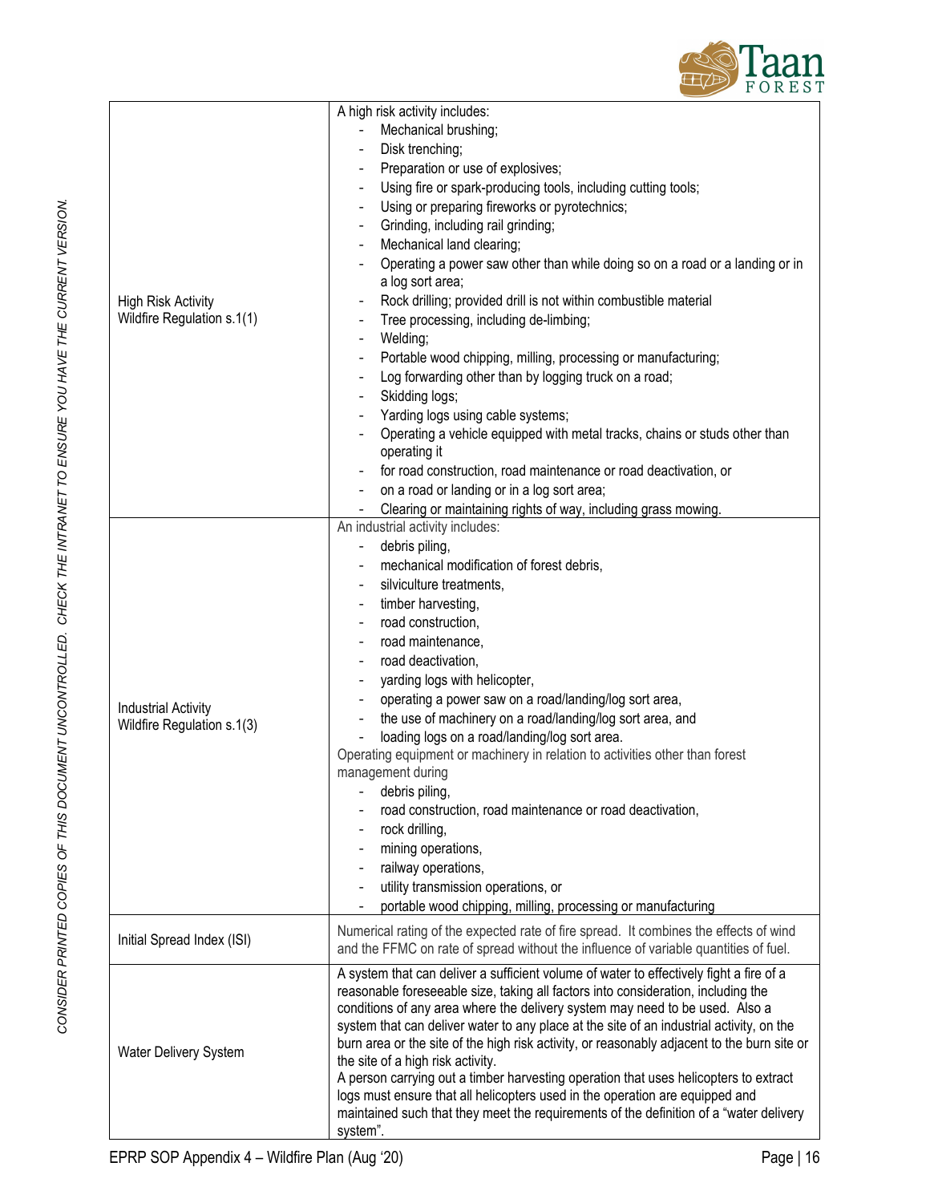| | |
|---|---|
| High Risk Activity<br>Wildfire Regulation s.1(1) | A high risk activity includes:<br>- Mechanical brushing;<br>- Disk trenching;<br>- Preparation or use of explosives;<br>- Using fire or spark-producing tools, including cutting tools;<br>- Using or preparing fireworks or pyrotechnics;<br>- Grinding, including rail grinding;<br>- Mechanical land clearing;<br>- Operating a power saw other than while doing so on a road or a landing or in a log sort area;<br>- Rock drilling; provided drill is not within combustible material<br>- Tree processing, including de-limbing;<br>- Welding;<br>- Portable wood chipping, milling, processing or manufacturing;<br>- Log forwarding other than by logging truck on a road;<br>- Skidding logs;<br>- Yarding logs using cable systems;<br>- Operating a vehicle equipped with metal tracks, chains or studs other than operating it<br>- for road construction, road maintenance or road deactivation, or<br>- on a road or landing or in a log sort area;<br>- Clearing or maintaining rights of way, including grass mowing. |
| Industrial Activity<br>Wildfire Regulation s.1(3) | An industrial activity includes:<br>- debris piling,<br>- mechanical modification of forest debris,<br>- silviculture treatments,<br>- timber harvesting,<br>- road construction,<br>- road maintenance,<br>- road deactivation,<br>- yarding logs with helicopter,<br>- operating a power saw on a road/landing/log sort area,<br>- the use of machinery on a road/landing/log sort area, and<br>- loading logs on a road/landing/log sort area.<br>Operating equipment or machinery in relation to activities other than forest management during<br>- debris piling,<br>- road construction, road maintenance or road deactivation,<br>- rock drilling,<br>- mining operations,<br>- railway operations,<br>- utility transmission operations, or<br>- portable wood chipping, milling, processing or manufacturing |
| Initial Spread Index (ISI) | Numerical rating of the expected rate of fire spread. It combines the effects of wind and the FFMC on rate of spread without the influence of variable quantities of fuel. |
| Water Delivery System | A system that can deliver a sufficient volume of water to effectively fight a fire of a reasonable foreseeable size, taking all factors into consideration, including the conditions of any area where the delivery system may need to be used. Also a system that can deliver water to any place at the site of an industrial activity, on the burn area or the site of the high risk activity, or reasonably adjacent to the burn site or the site of a high risk activity.<br>A person carrying out a timber harvesting operation that uses helicopters to extract logs must ensure that all helicopters used in the operation are equipped and maintained such that they meet the requirements of the definition of a "water delivery system". |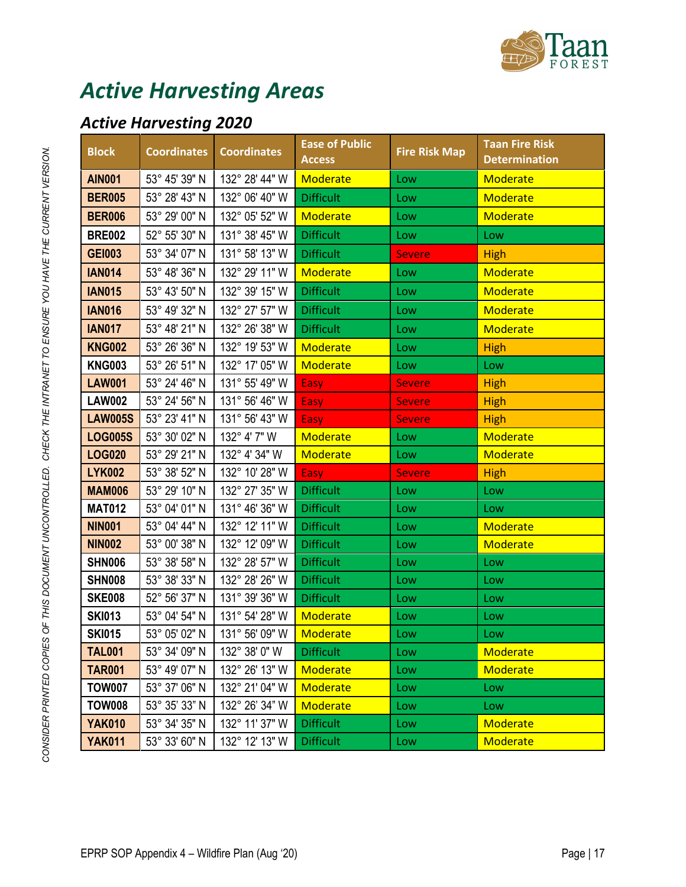# Active Harvesting Areas

## Active Harvesting 2020

| Block | Coordinates | Coordinates | Ease of Public Access | Fire Risk Map | Taan Fire Risk Determination |
|---|---|---|---|---|---|
| AIN001 | 53° 45' 39" N | 132° 28' 44" W | Moderate | Low | Moderate |
| BER005 | 53° 28' 43" N | 132° 06' 40" W | Difficult | Low | Moderate |
| BER006 | 53° 29' 00" N | 132° 05' 52" W | Moderate | Low | Moderate |
| BRE002 | 52° 55' 30" N | 131° 38' 45" W | Difficult | Low | Low |
| GEI003 | 53° 34' 07" N | 131° 58' 13" W | Difficult | Severe | High |
| IAN014 | 53° 48' 36" N | 132° 29' 11" W | Moderate | Low | Moderate |
| IAN015 | 53° 43' 50" N | 132° 39' 15" W | Difficult | Low | Moderate |
| IAN016 | 53° 49' 32" N | 132° 27' 57" W | Difficult | Low | Moderate |
| IAN017 | 53° 48' 21" N | 132° 26' 38" W | Difficult | Low | Moderate |
| KNG002 | 53° 26' 36" N | 132° 19' 53" W | Moderate | Low | High |
| KNG003 | 53° 26' 51" N | 132° 17' 05" W | Moderate | Low | Low |
| LAW001 | 53° 24' 46" N | 131° 55' 49" W | Easy | Severe | High |
| LAW002 | 53° 24' 56" N | 131° 56' 46" W | Easy | Severe | High |
| LAW005S | 53° 23' 41" N | 131° 56' 43" W | Easy | Severe | High |
| LOG005S | 53° 30' 02" N | 132° 4' 7" W | Moderate | Low | Moderate |
| LOG020 | 53° 29' 21" N | 132° 4' 34" W | Moderate | Low | Moderate |
| LYK002 | 53° 38' 52" N | 132° 10' 28" W | Easy | Severe | High |
| MAM006 | 53° 29' 10" N | 132° 27' 35" W | Difficult | Low | Low |
| MAT012 | 53° 04' 01" N | 131° 46' 36" W | Difficult | Low | Low |
| NIN001 | 53° 04' 44" N | 132° 12' 11" W | Difficult | Low | Moderate |
| NIN002 | 53° 00' 38" N | 132° 12' 09" W | Difficult | Low | Moderate |
| SHN006 | 53° 38' 58" N | 132° 28' 57" W | Difficult | Low | Low |
| SHN008 | 53° 38' 33" N | 132° 28' 26" W | Difficult | Low | Low |
| SKE008 | 52° 56' 37" N | 131° 39' 36" W | Difficult | Low | Low |
| SKI013 | 53° 04' 54" N | 131° 54' 28" W | Moderate | Low | Low |
| SKI015 | 53° 05' 02" N | 131° 56' 09" W | Moderate | Low | Low |
| TAL001 | 53° 34' 09" N | 132° 38' 0" W | Difficult | Low | Moderate |
| TAR001 | 53° 49' 07" N | 132° 26' 13" W | Moderate | Low | Moderate |
| TOW007 | 53° 37' 06" N | 132° 21' 04" W | Moderate | Low | Low |
| TOW008 | 53° 35' 33" N | 132° 26' 34" W | Moderate | Low | Low |
| YAK010 | 53° 34' 35" N | 132° 11' 37" W | Difficult | Low | Moderate |
| YAK011 | 53° 33' 60" N | 132° 12' 13" W | Difficult | Low | Moderate |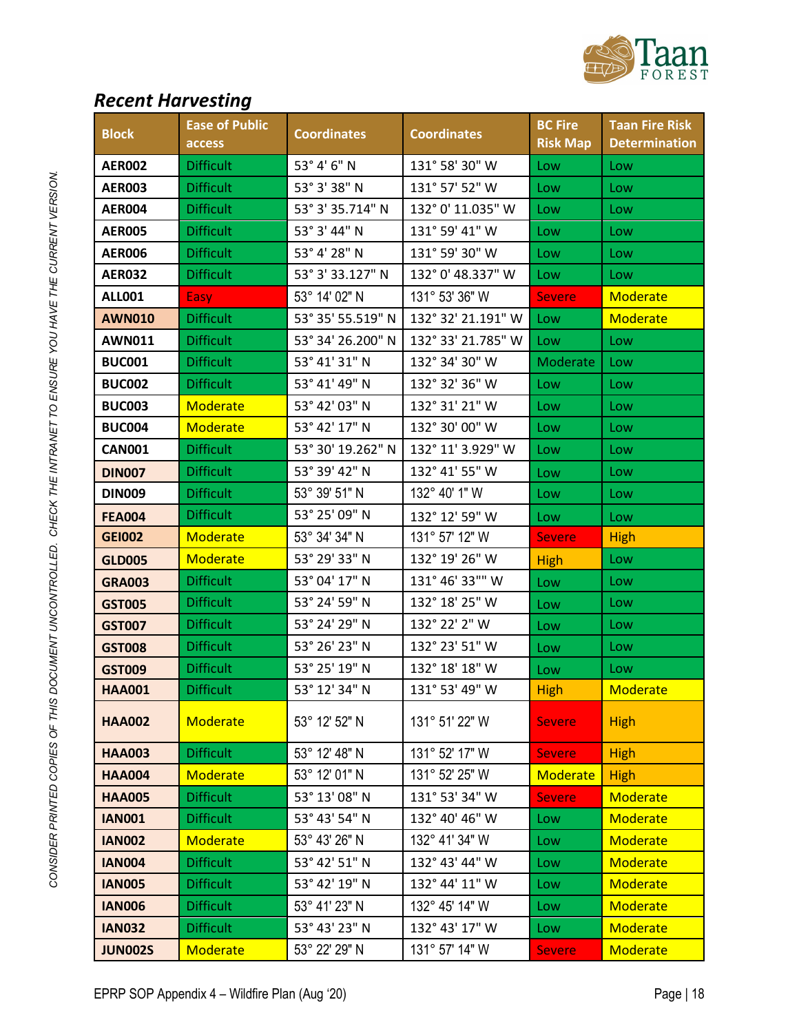## *Recent Harvesting*

| Block | Ease of Public access | Coordinates | Coordinates | BC Fire Risk Map | Taan Fire Risk Determination |
|---|---|---|---|---|---|
| AER002 | Difficult | 53° 4' 6" N | 131° 58' 30" W | Low | Low |
| AER003 | Difficult | 53° 3' 38" N | 131° 57' 52" W | Low | Low |
| AER004 | Difficult | 53° 3' 35.714" N | 132° 0' 11.035" W | Low | Low |
| AER005 | Difficult | 53° 3' 44" N | 131° 59' 41" W | Low | Low |
| AER006 | Difficult | 53° 4' 28" N | 131° 59' 30" W | Low | Low |
| AER032 | Difficult | 53° 3' 33.127" N | 132° 0' 48.337" W | Low | Low |
| ALL001 | Easy | 53° 14' 02" N | 131° 53' 36" W | Severe | Moderate |
| AWN010 | Difficult | 53° 35' 55.519" N | 132° 32' 21.191" W | Low | Moderate |
| AWN011 | Difficult | 53° 34' 26.200" N | 132° 33' 21.785" W | Low | Low |
| BUC001 | Difficult | 53° 41' 31" N | 132° 34' 30" W | Moderate | Low |
| BUC002 | Difficult | 53° 41' 49" N | 132° 32' 36" W | Low | Low |
| BUC003 | Moderate | 53° 42' 03" N | 132° 31' 21" W | Low | Low |
| BUC004 | Moderate | 53° 42' 17" N | 132° 30' 00" W | Low | Low |
| CAN001 | Difficult | 53° 30' 19.262" N | 132° 11' 3.929" W | Low | Low |
| DIN007 | Difficult | 53° 39' 42" N | 132° 41' 55" W | Low | Low |
| DIN009 | Difficult | 53° 39' 51" N | 132° 40' 1" W | Low | Low |
| FEA004 | Difficult | 53° 25' 09" N | 132° 12' 59" W | Low | Low |
| GEI002 | Moderate | 53° 34' 34" N | 131° 57' 12" W | Severe | High |
| GLD005 | Moderate | 53° 29' 33" N | 132° 19' 26" W | High | Low |
| GRA003 | Difficult | 53° 04' 17" N | 131° 46' 33"" W | Low | Low |
| GST005 | Difficult | 53° 24' 59" N | 132° 18' 25" W | Low | Low |
| GST007 | Difficult | 53° 24' 29" N | 132° 22' 2" W | Low | Low |
| GST008 | Difficult | 53° 26' 23" N | 132° 23' 51" W | Low | Low |
| GST009 | Difficult | 53° 25' 19" N | 132° 18' 18" W | Low | Low |
| HAA001 | Difficult | 53° 12' 34" N | 131° 53' 49" W | High | Moderate |
| HAA002 | Moderate | 53° 12' 52" N | 131° 51' 22" W | Severe | High |
| HAA003 | Difficult | 53° 12' 48" N | 131° 52' 17" W | Severe | High |
| HAA004 | Moderate | 53° 12' 01" N | 131° 52' 25" W | Moderate | High |
| HAA005 | Difficult | 53° 13' 08" N | 131° 53' 34" W | Severe | Moderate |
| IAN001 | Difficult | 53° 43' 54" N | 132° 40' 46" W | Low | Moderate |
| IAN002 | Moderate | 53° 43' 26" N | 132° 41' 34" W | Low | Moderate |
| IAN004 | Difficult | 53° 42' 51" N | 132° 43' 44" W | Low | Moderate |
| IAN005 | Difficult | 53° 42' 19" N | 132° 44' 11" W | Low | Moderate |
| IAN006 | Difficult | 53° 41' 23" N | 132° 45' 14" W | Low | Moderate |
| IAN032 | Difficult | 53° 43' 23" N | 132° 43' 17" W | Low | Moderate |
| JUN002S | Moderate | 53° 22' 29" N | 131° 57' 14" W | Severe | Moderate |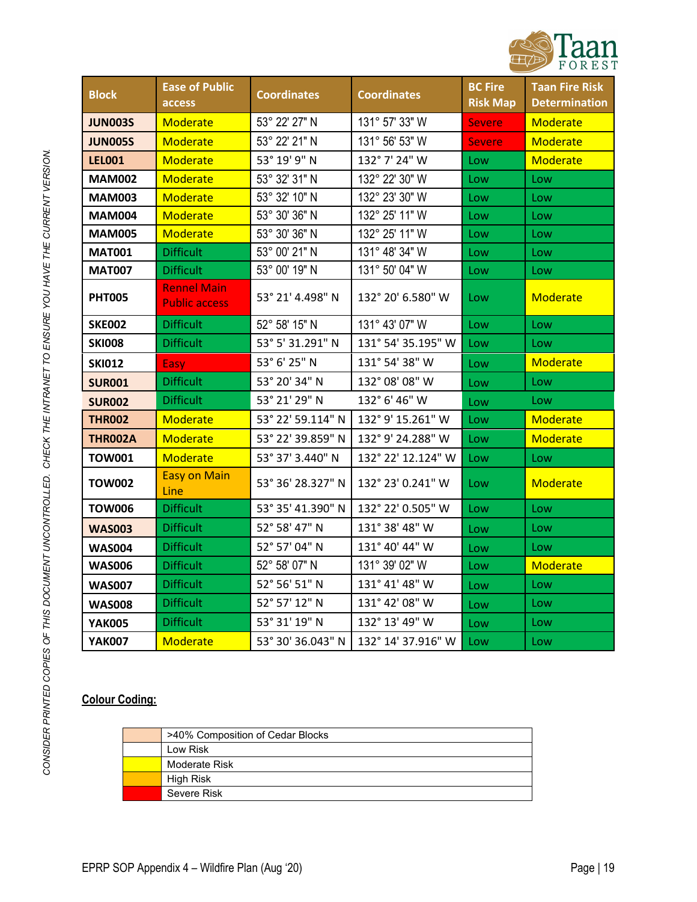| Block | Ease of Public access | Coordinates | Coordinates | BC Fire Risk Map | Taan Fire Risk Determination |
|---|---|---|---|---|---|
| JUN003S | Moderate | 53° 22' 27" N | 131° 57' 33" W | Severe | Moderate |
| JUN005S | Moderate | 53° 22' 21" N | 131° 56' 53" W | Severe | Moderate |
| LEL001 | Moderate | 53° 19' 9" N | 132° 7' 24" W | Low | Moderate |
| MAM002 | Moderate | 53° 32' 31" N | 132° 22' 30" W | Low | Low |
| MAM003 | Moderate | 53° 32' 10" N | 132° 23' 30" W | Low | Low |
| MAM004 | Moderate | 53° 30' 36" N | 132° 25' 11" W | Low | Low |
| MAM005 | Moderate | 53° 30' 36" N | 132° 25' 11" W | Low | Low |
| MAT001 | Difficult | 53° 00' 21" N | 131° 48' 34" W | Low | Low |
| MAT007 | Difficult | 53° 00' 19" N | 131° 50' 04" W | Low | Low |
| PHT005 | Rennel Main Public access | 53° 21' 4.498" N | 132° 20' 6.580" W | Low | Moderate |
| SKE002 | Difficult | 52° 58' 15" N | 131° 43' 07" W | Low | Low |
| SKI008 | Difficult | 53° 5' 31.291" N | 131° 54' 35.195" W | Low | Low |
| SKI012 | Easy | 53° 6' 25" N | 131° 54' 38" W | Low | Moderate |
| SUR001 | Difficult | 53° 20' 34" N | 132° 08' 08" W | Low | Low |
| SUR002 | Difficult | 53° 21' 29" N | 132° 6' 46" W | Low | Low |
| THR002 | Moderate | 53° 22' 59.114" N | 132° 9' 15.261" W | Low | Moderate |
| THR002A | Moderate | 53° 22' 39.859" N | 132° 9' 24.288" W | Low | Moderate |
| TOW001 | Moderate | 53° 37' 3.440" N | 132° 22' 12.124" W | Low | Low |
| TOW002 | Easy on Main Line | 53° 36' 28.327" N | 132° 23' 0.241" W | Low | Moderate |
| TOW006 | Difficult | 53° 35' 41.390" N | 132° 22' 0.505" W | Low | Low |
| WAS003 | Difficult | 52° 58' 47" N | 131° 38' 48" W | Low | Low |
| WAS004 | Difficult | 52° 57' 04" N | 131° 40' 44" W | Low | Low |
| WAS006 | Difficult | 52° 58' 07" N | 131° 39' 02" W | Low | Moderate |
| WAS007 | Difficult | 52° 56' 51" N | 131° 41' 48" W | Low | Low |
| WAS008 | Difficult | 52° 57' 12" N | 131° 42' 08" W | Low | Low |
| YAK005 | Difficult | 53° 31' 19" N | 132° 13' 49" W | Low | Low |
| YAK007 | Moderate | 53° 30' 36.043" N | 132° 14' 37.916" W | Low | Low |

**Colour Coding:**

| | |
|---|---|
| (peach) | >40% Composition of Cedar Blocks |
| (green) | Low Risk |
| (yellow) | Moderate Risk |
| (orange) | High Risk |
| (red) | Severe Risk |